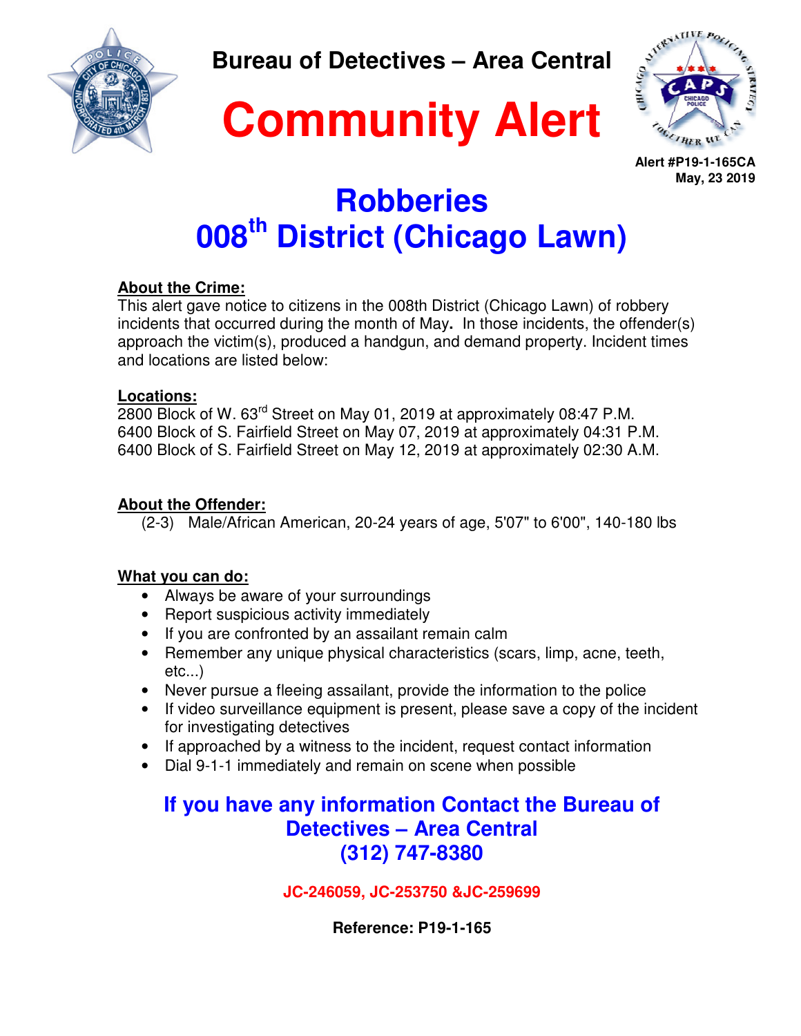Bureau of Detectives – Area Central

# Community Alert

Alert #P19-1-165CA
May, 23 2019

## Robberies
## 008th District (Chicago Lawn)

**About the Crime:**
This alert gave notice to citizens in the 008th District (Chicago Lawn) of robbery incidents that occurred during the month of May**.** In those incidents, the offender(s) approach the victim(s), produced a handgun, and demand property. Incident times and locations are listed below:

**Locations:**
2800 Block of W. 63rd Street on May 01, 2019 at approximately 08:47 P.M.
6400 Block of S. Fairfield Street on May 07, 2019 at approximately 04:31 P.M.
6400 Block of S. Fairfield Street on May 12, 2019 at approximately 02:30 A.M.

**About the Offender:**
(2-3) Male/African American, 20-24 years of age, 5'07" to 6'00", 140-180 lbs

**What you can do:**
- Always be aware of your surroundings
- Report suspicious activity immediately
- If you are confronted by an assailant remain calm
- Remember any unique physical characteristics (scars, limp, acne, teeth, etc...)
- Never pursue a fleeing assailant, provide the information to the police
- If video surveillance equipment is present, please save a copy of the incident for investigating detectives
- If approached by a witness to the incident, request contact information
- Dial 9-1-1 immediately and remain on scene when possible

**If you have any information Contact the Bureau of Detectives – Area Central (312) 747-8380**

**JC-246059, JC-253750 &JC-259699**

**Reference: P19-1-165**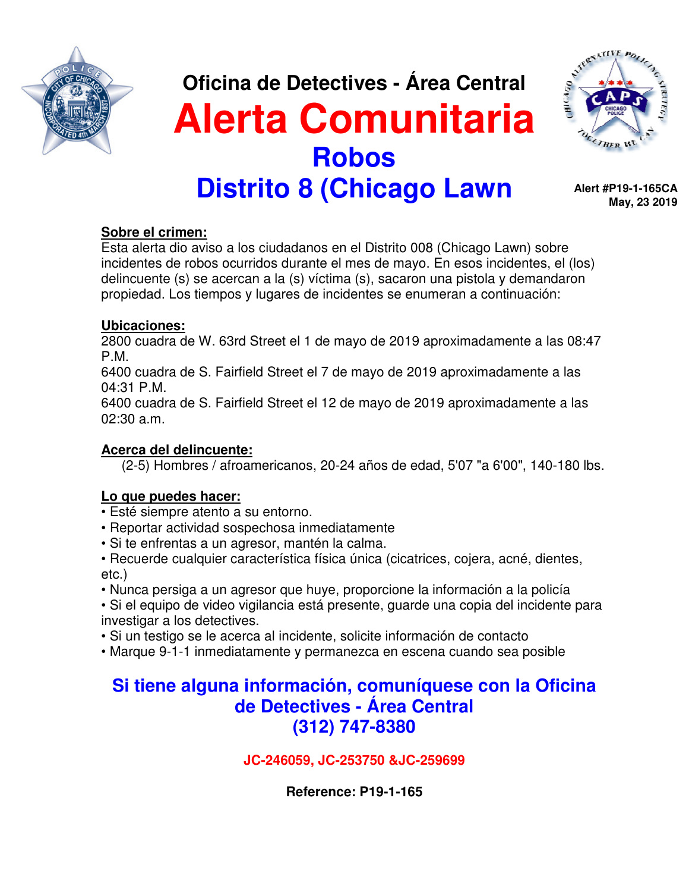# Oficina de Detectives - Área Central

# Alerta Comunitaria

## Robos

## Distrito 8 (Chicago Lawn

**Alert #P19-1-165CA**
**May, 23 2019**

**Sobre el crimen:**
Esta alerta dio aviso a los ciudadanos en el Distrito 008 (Chicago Lawn) sobre incidentes de robos ocurridos durante el mes de mayo. En esos incidentes, el (los) delincuente (s) se acercan a la (s) víctima (s), sacaron una pistola y demandaron propiedad. Los tiempos y lugares de incidentes se enumeran a continuación:

**Ubicaciones:**
2800 cuadra de W. 63rd Street el 1 de mayo de 2019 aproximadamente a las 08:47 P.M.
6400 cuadra de S. Fairfield Street el 7 de mayo de 2019 aproximadamente a las 04:31 P.M.
6400 cuadra de S. Fairfield Street el 12 de mayo de 2019 aproximadamente a las 02:30 a.m.

**Acerca del delincuente:**
(2-5) Hombres / afroamericanos, 20-24 años de edad, 5'07 "a 6'00", 140-180 lbs.

**Lo que puedes hacer:**
- Esté siempre atento a su entorno.
- Reportar actividad sospechosa inmediatamente
- Si te enfrentas a un agresor, mantén la calma.
- Recuerde cualquier característica física única (cicatrices, cojera, acné, dientes, etc.)
- Nunca persiga a un agresor que huye, proporcione la información a la policía
- Si el equipo de video vigilancia está presente, guarde una copia del incidente para investigar a los detectives.
- Si un testigo se le acerca al incidente, solicite información de contacto
- Marque 9-1-1 inmediatamente y permanezca en escena cuando sea posible

**Si tiene alguna información, comuníquese con la Oficina de Detectives - Área Central**
**(312) 747-8380**

**JC-246059, JC-253750 &JC-259699**

**Reference: P19-1-165**